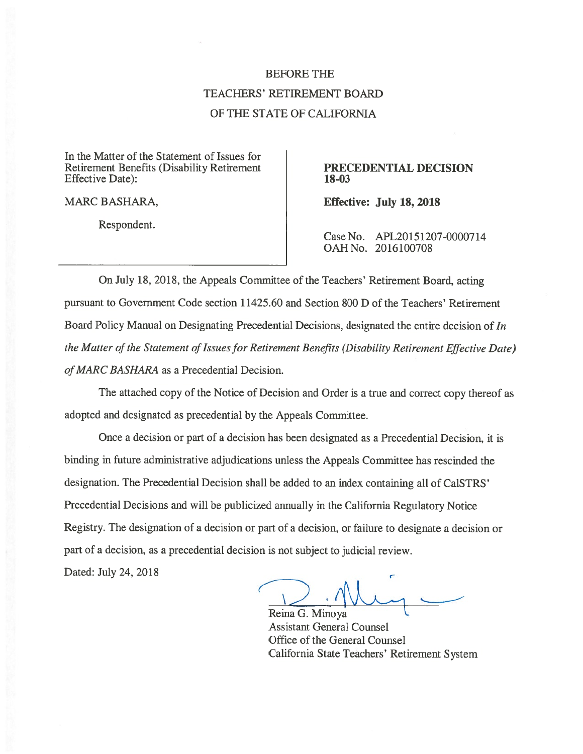# BEFORE THE
# TEACHERS' RETIREMENT BOARD
# OF THE STATE OF CALIFORNIA

| | |
|---|---|
| In the Matter of the Statement of Issues for Retirement Benefits (Disability Retirement Effective Date):<br><br>MARC BASHARA,<br><br>Respondent. | **PRECEDENTIAL DECISION 18-03**<br><br>**Effective: July 18, 2018**<br><br>Case No. APL20151207-0000714<br>OAH No. 2016100708 |

On July 18, 2018, the Appeals Committee of the Teachers' Retirement Board, acting pursuant to Government Code section 11425.60 and Section 800 D of the Teachers' Retirement Board Policy Manual on Designating Precedential Decisions, designated the entire decision of *In the Matter of the Statement of Issues for Retirement Benefits (Disability Retirement Effective Date) of MARC BASHARA* as a Precedential Decision.

The attached copy of the Notice of Decision and Order is a true and correct copy thereof as adopted and designated as precedential by the Appeals Committee.

Once a decision or part of a decision has been designated as a Precedential Decision, it is binding in future administrative adjudications unless the Appeals Committee has rescinded the designation. The Precedential Decision shall be added to an index containing all of CalSTRS' Precedential Decisions and will be publicized annually in the California Regulatory Notice Registry. The designation of a decision or part of a decision, or failure to designate a decision or part of a decision, as a precedential decision is not subject to judicial review.

Dated: July 24, 2018

Reina G. Minoya
Assistant General Counsel
Office of the General Counsel
California State Teachers' Retirement System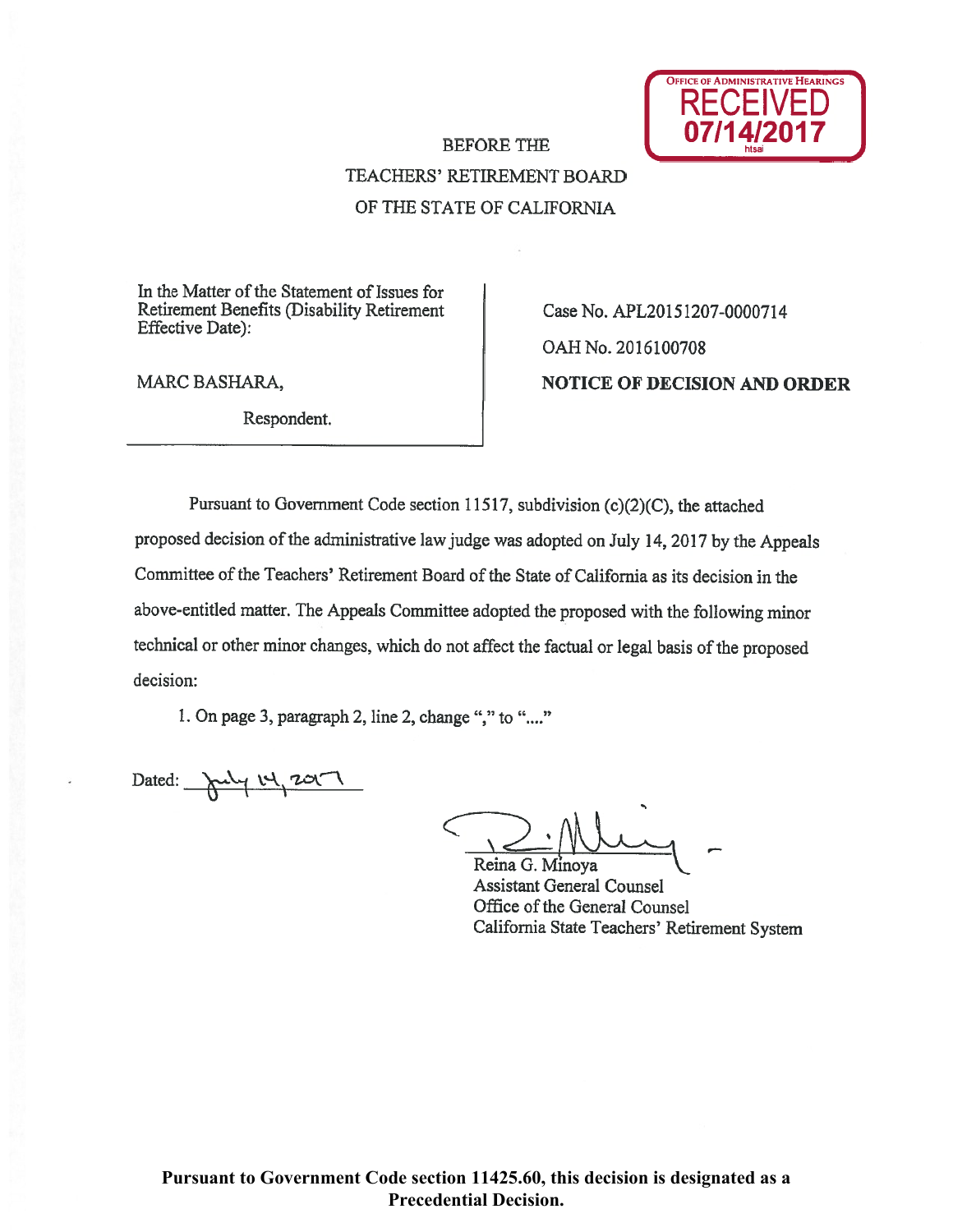OFFICE OF ADMINISTRATIVE HEARINGS
RECEIVED
07/14/2017
htsai

BEFORE THE
TEACHERS' RETIREMENT BOARD
OF THE STATE OF CALIFORNIA

| In the Matter of the Statement of Issues for Retirement Benefits (Disability Retirement Effective Date): MARC BASHARA, Respondent. | Case No. APL20151207-0000714 OAH No. 2016100708 **NOTICE OF DECISION AND ORDER** |
| --- | --- |

Pursuant to Government Code section 11517, subdivision (c)(2)(C), the attached proposed decision of the administrative law judge was adopted on July 14, 2017 by the Appeals Committee of the Teachers' Retirement Board of the State of California as its decision in the above-entitled matter. The Appeals Committee adopted the proposed with the following minor technical or other minor changes, which do not affect the factual or legal basis of the proposed decision:

1. On page 3, paragraph 2, line 2, change "," to "...."

Dated: July 14, 2017

Reina G. Minoya
Assistant General Counsel
Office of the General Counsel
California State Teachers' Retirement System

**Pursuant to Government Code section 11425.60, this decision is designated as a Precedential Decision.**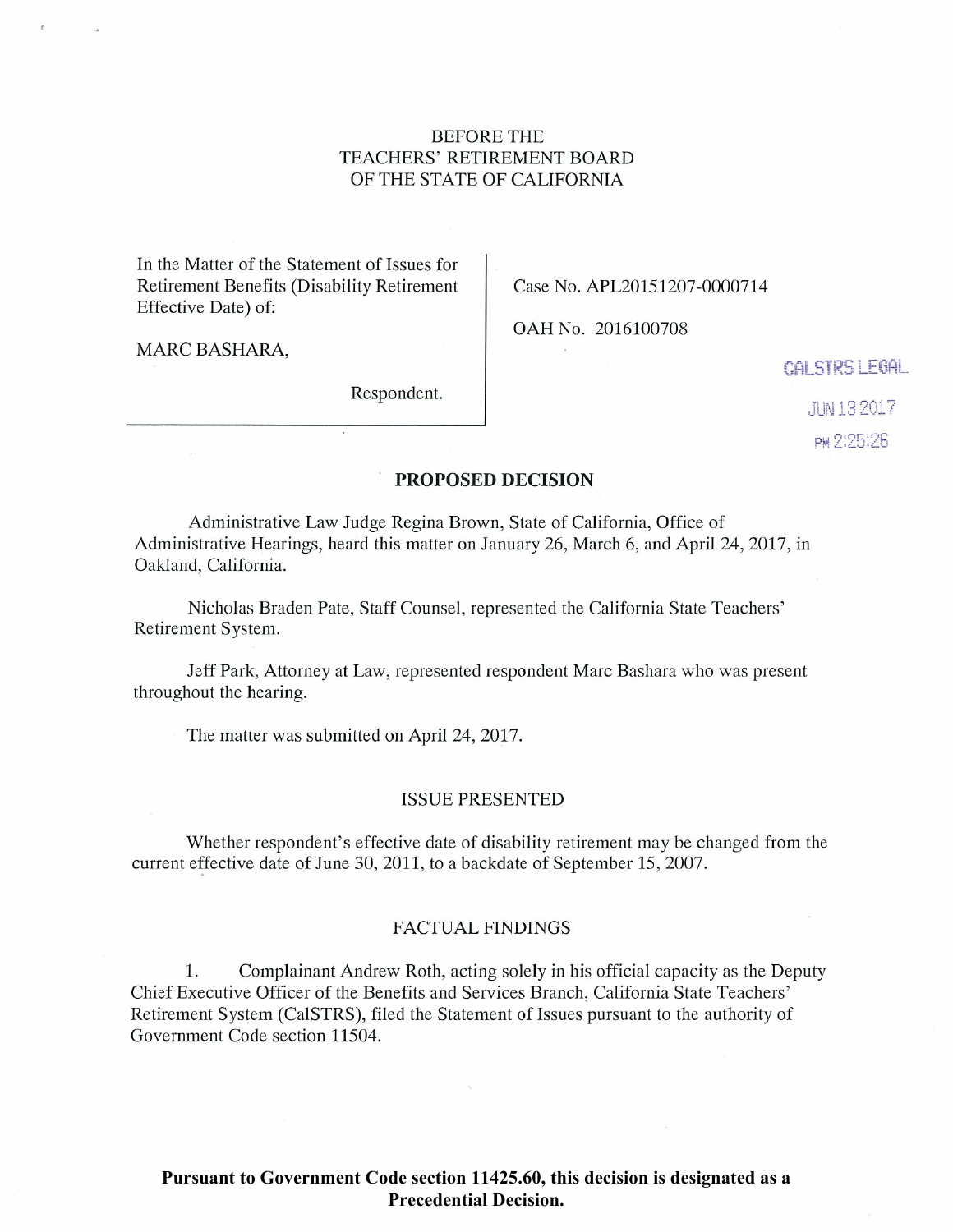BEFORE THE
TEACHERS' RETIREMENT BOARD
OF THE STATE OF CALIFORNIA

| | |
|---|---|
| In the Matter of the Statement of Issues for Retirement Benefits (Disability Retirement Effective Date) of:<br><br>MARC BASHARA,<br><br>Respondent. | Case No. APL20151207-0000714<br><br>OAH No. 2016100708 |

CALSTRS LEGAL
JUN 13 2017
PM 2:25:26

## PROPOSED DECISION

Administrative Law Judge Regina Brown, State of California, Office of Administrative Hearings, heard this matter on January 26, March 6, and April 24, 2017, in Oakland, California.

Nicholas Braden Pate, Staff Counsel, represented the California State Teachers' Retirement System.

Jeff Park, Attorney at Law, represented respondent Marc Bashara who was present throughout the hearing.

The matter was submitted on April 24, 2017.

### ISSUE PRESENTED

Whether respondent's effective date of disability retirement may be changed from the current effective date of June 30, 2011, to a backdate of September 15, 2007.

### FACTUAL FINDINGS

1. Complainant Andrew Roth, acting solely in his official capacity as the Deputy Chief Executive Officer of the Benefits and Services Branch, California State Teachers' Retirement System (CalSTRS), filed the Statement of Issues pursuant to the authority of Government Code section 11504.

**Pursuant to Government Code section 11425.60, this decision is designated as a Precedential Decision.**